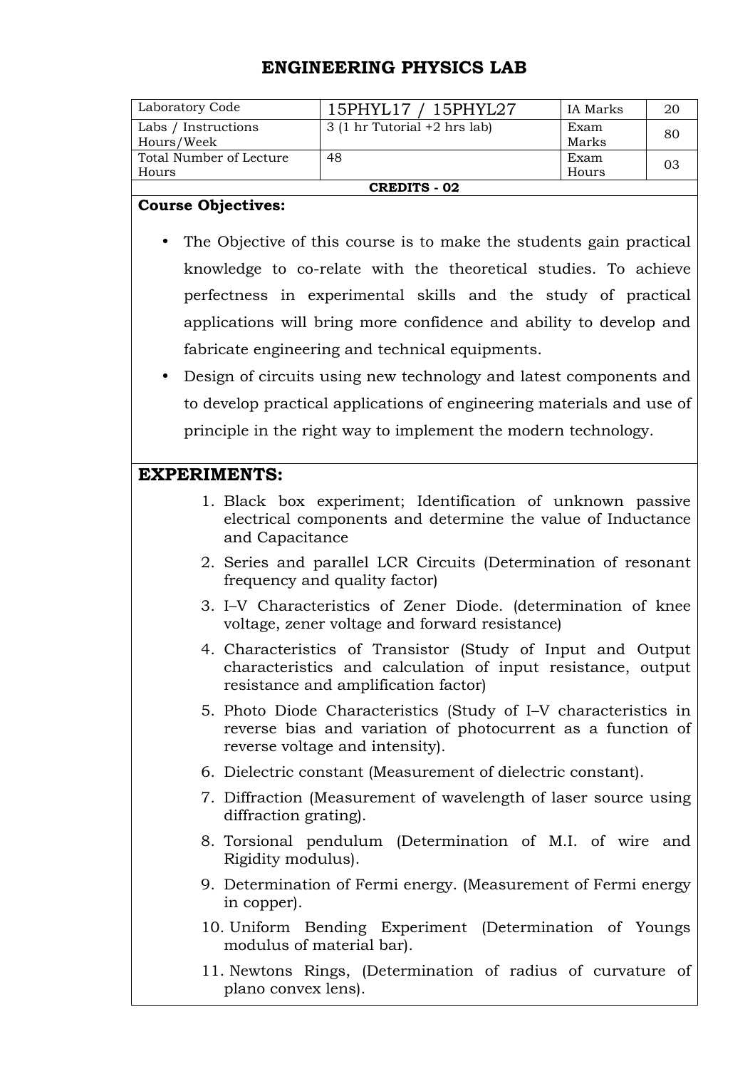# ENGINEERING PHYSICS LAB

| Laboratory Code | 15PHYL17 / 15PHYL27 | IA Marks | 20 |
|---|---|---|---|
| Labs / Instructions Hours/Week | 3 (1 hr Tutorial +2 hrs lab) | Exam Marks | 80 |
| Total Number of Lecture Hours | 48 | Exam Hours | 03 |
| **CREDITS - 02** | | | |

**Course Objectives:**

- The Objective of this course is to make the students gain practical knowledge to co-relate with the theoretical studies. To achieve perfectness in experimental skills and the study of practical applications will bring more confidence and ability to develop and fabricate engineering and technical equipments.
- Design of circuits using new technology and latest components and to develop practical applications of engineering materials and use of principle in the right way to implement the modern technology.

## EXPERIMENTS:

1. Black box experiment; Identification of unknown passive electrical components and determine the value of Inductance and Capacitance
2. Series and parallel LCR Circuits (Determination of resonant frequency and quality factor)
3. I–V Characteristics of Zener Diode. (determination of knee voltage, zener voltage and forward resistance)
4. Characteristics of Transistor (Study of Input and Output characteristics and calculation of input resistance, output resistance and amplification factor)
5. Photo Diode Characteristics (Study of I–V characteristics in reverse bias and variation of photocurrent as a function of reverse voltage and intensity).
6. Dielectric constant (Measurement of dielectric constant).
7. Diffraction (Measurement of wavelength of laser source using diffraction grating).
8. Torsional pendulum (Determination of M.I. of wire and Rigidity modulus).
9. Determination of Fermi energy. (Measurement of Fermi energy in copper).
10. Uniform Bending Experiment (Determination of Youngs modulus of material bar).
11. Newtons Rings, (Determination of radius of curvature of plano convex lens).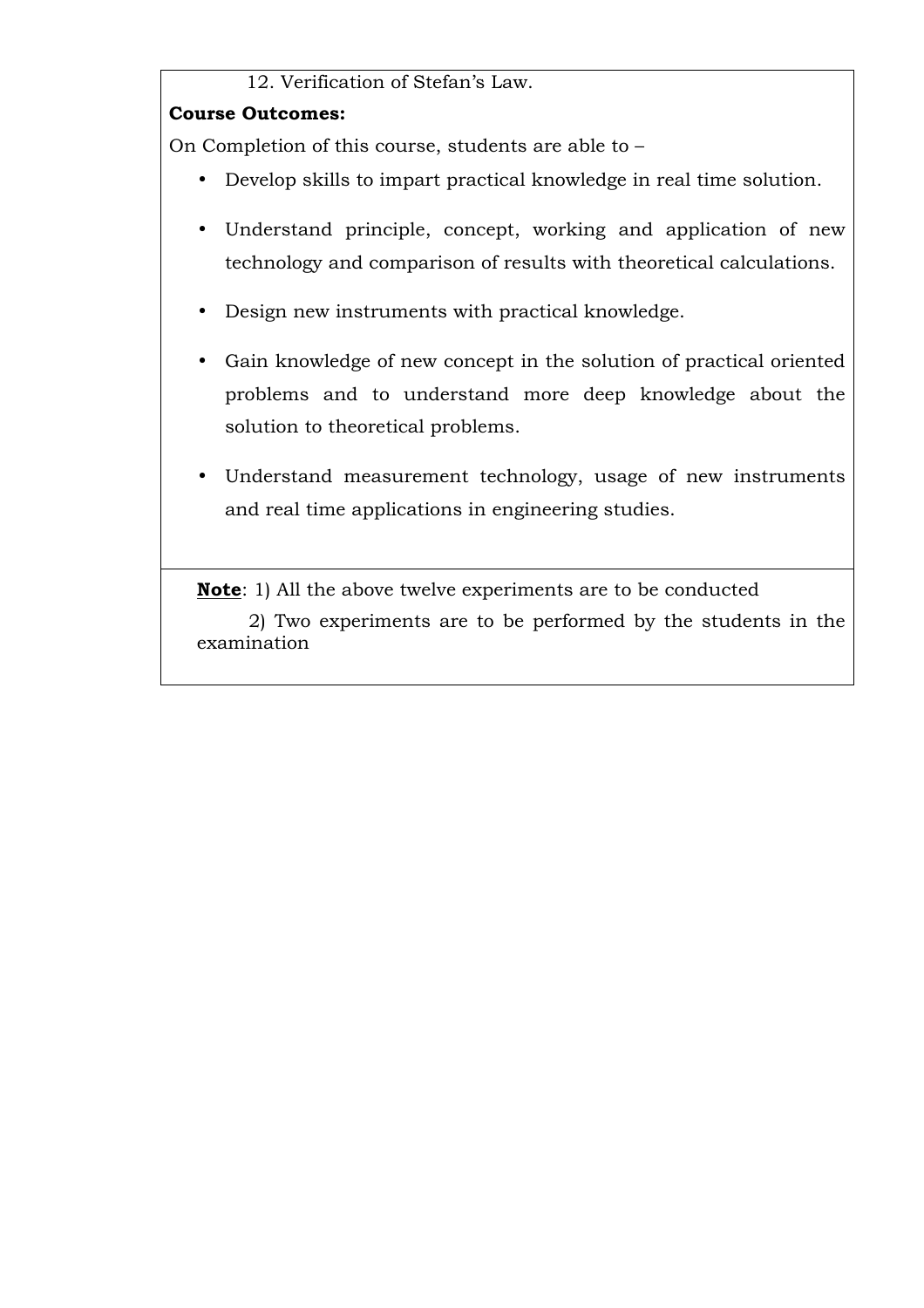12. Verification of Stefan's Law.

**Course Outcomes:**

On Completion of this course, students are able to –

- Develop skills to impart practical knowledge in real time solution.
- Understand principle, concept, working and application of new technology and comparison of results with theoretical calculations.
- Design new instruments with practical knowledge.
- Gain knowledge of new concept in the solution of practical oriented problems and to understand more deep knowledge about the solution to theoretical problems.
- Understand measurement technology, usage of new instruments and real time applications in engineering studies.

**Note**: 1) All the above twelve experiments are to be conducted

2) Two experiments are to be performed by the students in the examination